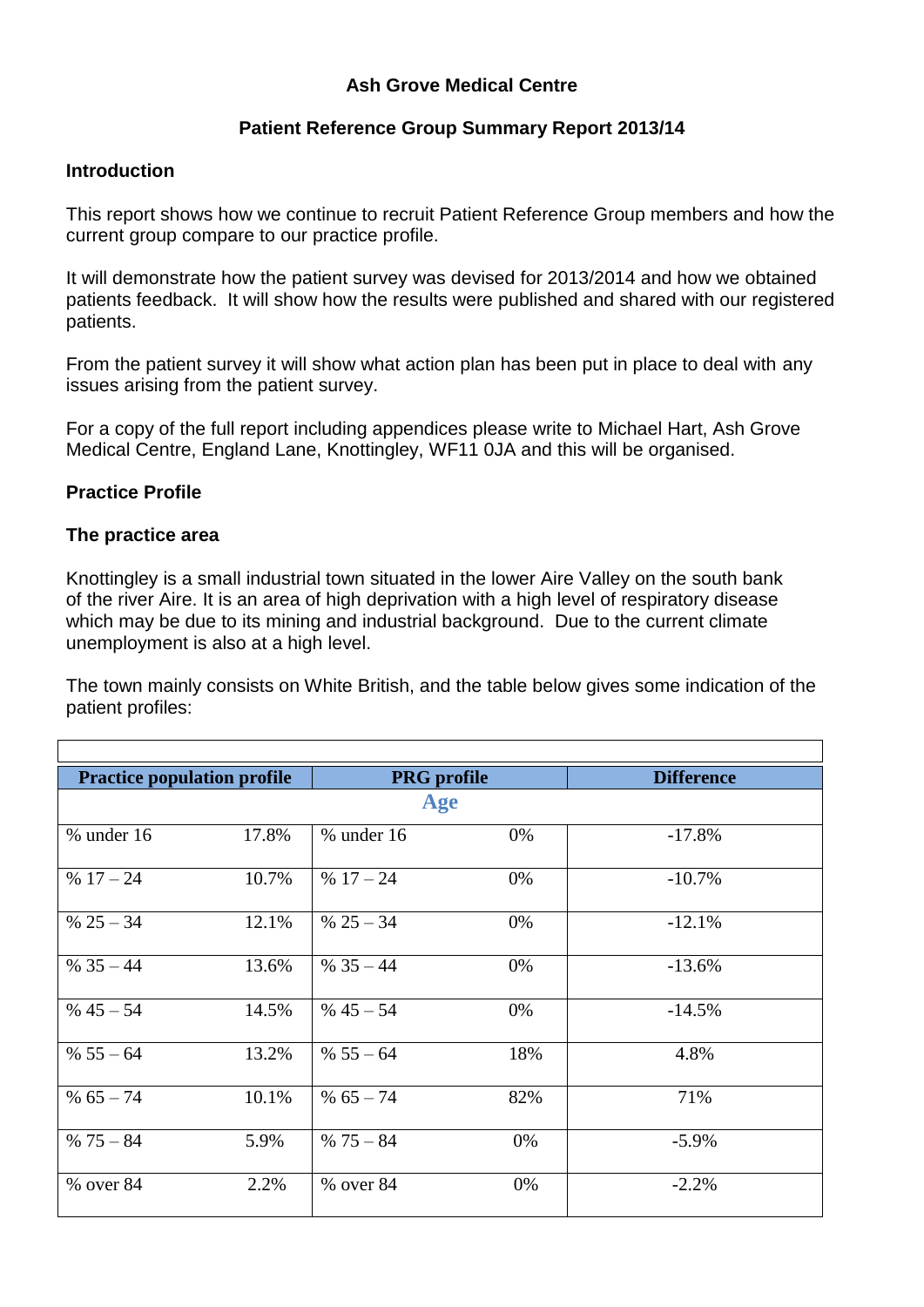# Ash Grove Medical Centre

## Patient Reference Group Summary Report 2013/14

### Introduction

This report shows how we continue to recruit Patient Reference Group members and how the current group compare to our practice profile.

It will demonstrate how the patient survey was devised for 2013/2014 and how we obtained patients feedback. It will show how the results were published and shared with our registered patients.

From the patient survey it will show what action plan has been put in place to deal with any issues arising from the patient survey.

For a copy of the full report including appendices please write to Michael Hart, Ash Grove Medical Centre, England Lane, Knottingley, WF11 0JA and this will be organised.

### Practice Profile

### The practice area

Knottingley is a small industrial town situated in the lower Aire Valley on the south bank of the river Aire. It is an area of high deprivation with a high level of respiratory disease which may be due to its mining and industrial background. Due to the current climate unemployment is also at a high level.

The town mainly consists on White British, and the table below gives some indication of the patient profiles:

| Practice population profile | | PRG profile | | Difference |
|---|---|---|---|---|
| **Age** | | | | |
| % under 16 | 17.8% | % under 16 | 0% | -17.8% |
| % 17 – 24 | 10.7% | % 17 – 24 | 0% | -10.7% |
| % 25 – 34 | 12.1% | % 25 – 34 | 0% | -12.1% |
| % 35 – 44 | 13.6% | % 35 – 44 | 0% | -13.6% |
| % 45 – 54 | 14.5% | % 45 – 54 | 0% | -14.5% |
| % 55 – 64 | 13.2% | % 55 – 64 | 18% | 4.8% |
| % 65 – 74 | 10.1% | % 65 – 74 | 82% | 71% |
| % 75 – 84 | 5.9% | % 75 – 84 | 0% | -5.9% |
| % over 84 | 2.2% | % over 84 | 0% | -2.2% |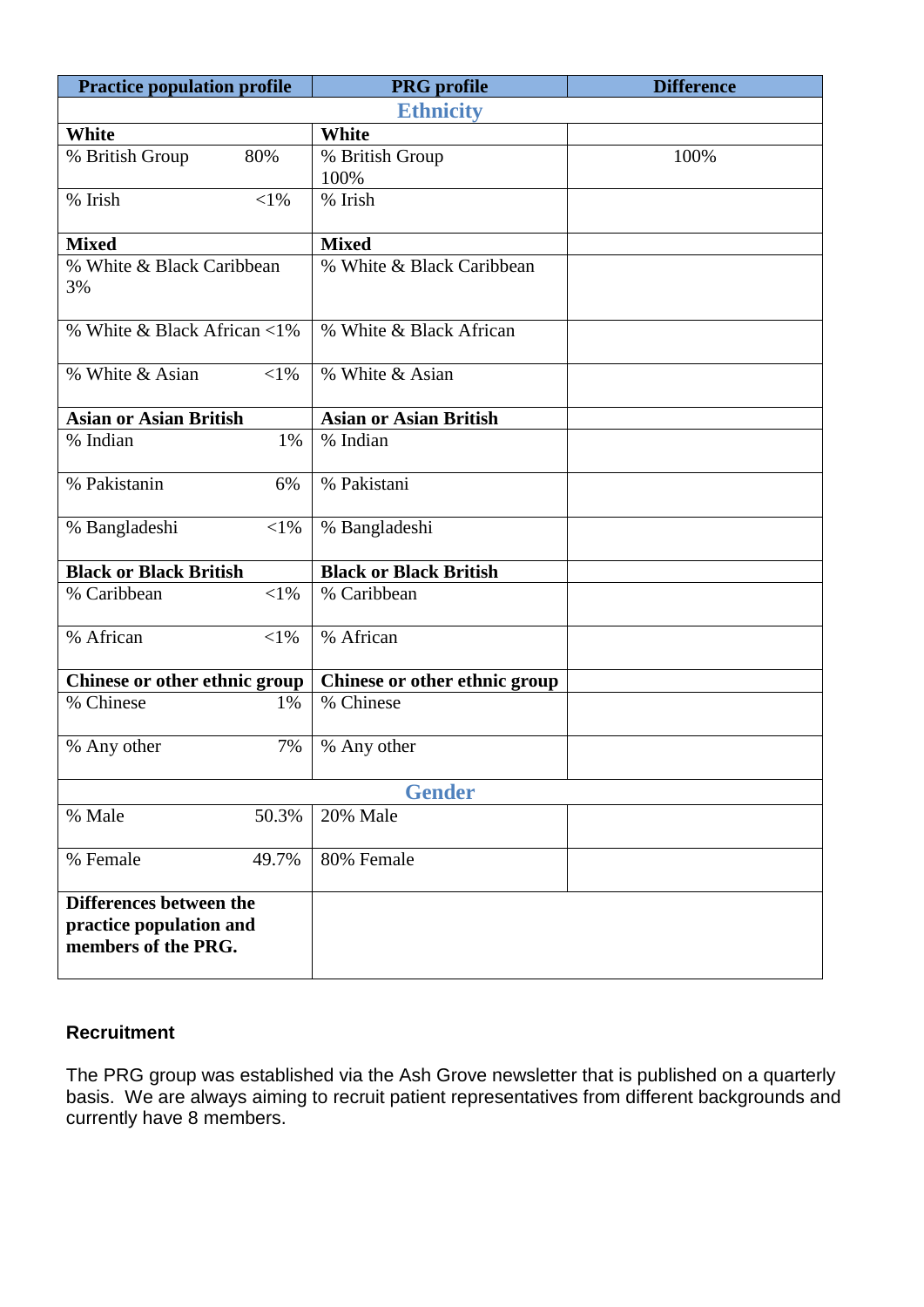| Practice population profile | PRG profile | Difference |
|---|---|---|
| **Ethnicity** | | |
| **White** | **White** | |
| % British Group 80% | % British Group 100% | 100% |
| % Irish <1% | % Irish | |
| **Mixed** | **Mixed** | |
| % White & Black Caribbean 3% | % White & Black Caribbean | |
| % White & Black African <1% | % White & Black African | |
| % White & Asian <1% | % White & Asian | |
| **Asian or Asian British** | **Asian or Asian British** | |
| % Indian 1% | % Indian | |
| % Pakistanin 6% | % Pakistani | |
| % Bangladeshi <1% | % Bangladeshi | |
| **Black or Black British** | **Black or Black British** | |
| % Caribbean <1% | % Caribbean | |
| % African <1% | % African | |
| **Chinese or other ethnic group** | **Chinese or other ethnic group** | |
| % Chinese 1% | % Chinese | |
| % Any other 7% | % Any other | |
| **Gender** | | |
| % Male 50.3% | 20% Male | |
| % Female 49.7% | 80% Female | |
| **Differences between the practice population and members of the PRG.** | | |

**Recruitment**

The PRG group was established via the Ash Grove newsletter that is published on a quarterly basis. We are always aiming to recruit patient representatives from different backgrounds and currently have 8 members.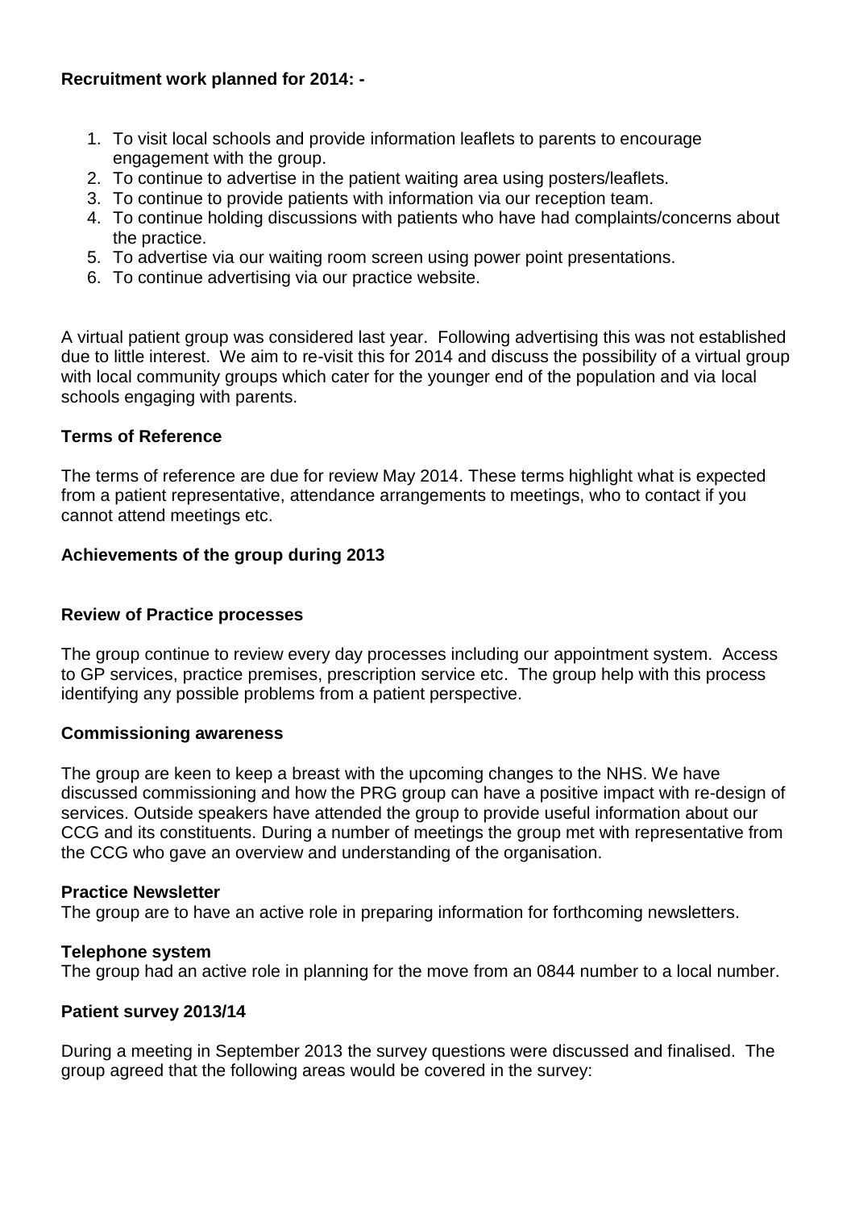**Recruitment work planned for 2014: -**

1. To visit local schools and provide information leaflets to parents to encourage engagement with the group.
2. To continue to advertise in the patient waiting area using posters/leaflets.
3. To continue to provide patients with information via our reception team.
4. To continue holding discussions with patients who have had complaints/concerns about the practice.
5. To advertise via our waiting room screen using power point presentations.
6. To continue advertising via our practice website.

A virtual patient group was considered last year. Following advertising this was not established due to little interest. We aim to re-visit this for 2014 and discuss the possibility of a virtual group with local community groups which cater for the younger end of the population and via local schools engaging with parents.

**Terms of Reference**

The terms of reference are due for review May 2014. These terms highlight what is expected from a patient representative, attendance arrangements to meetings, who to contact if you cannot attend meetings etc.

**Achievements of the group during 2013**

**Review of Practice processes**

The group continue to review every day processes including our appointment system. Access to GP services, practice premises, prescription service etc. The group help with this process identifying any possible problems from a patient perspective.

**Commissioning awareness**

The group are keen to keep a breast with the upcoming changes to the NHS. We have discussed commissioning and how the PRG group can have a positive impact with re-design of services. Outside speakers have attended the group to provide useful information about our CCG and its constituents. During a number of meetings the group met with representative from the CCG who gave an overview and understanding of the organisation.

**Practice Newsletter**

The group are to have an active role in preparing information for forthcoming newsletters.

**Telephone system**

The group had an active role in planning for the move from an 0844 number to a local number.

**Patient survey 2013/14**

During a meeting in September 2013 the survey questions were discussed and finalised. The group agreed that the following areas would be covered in the survey: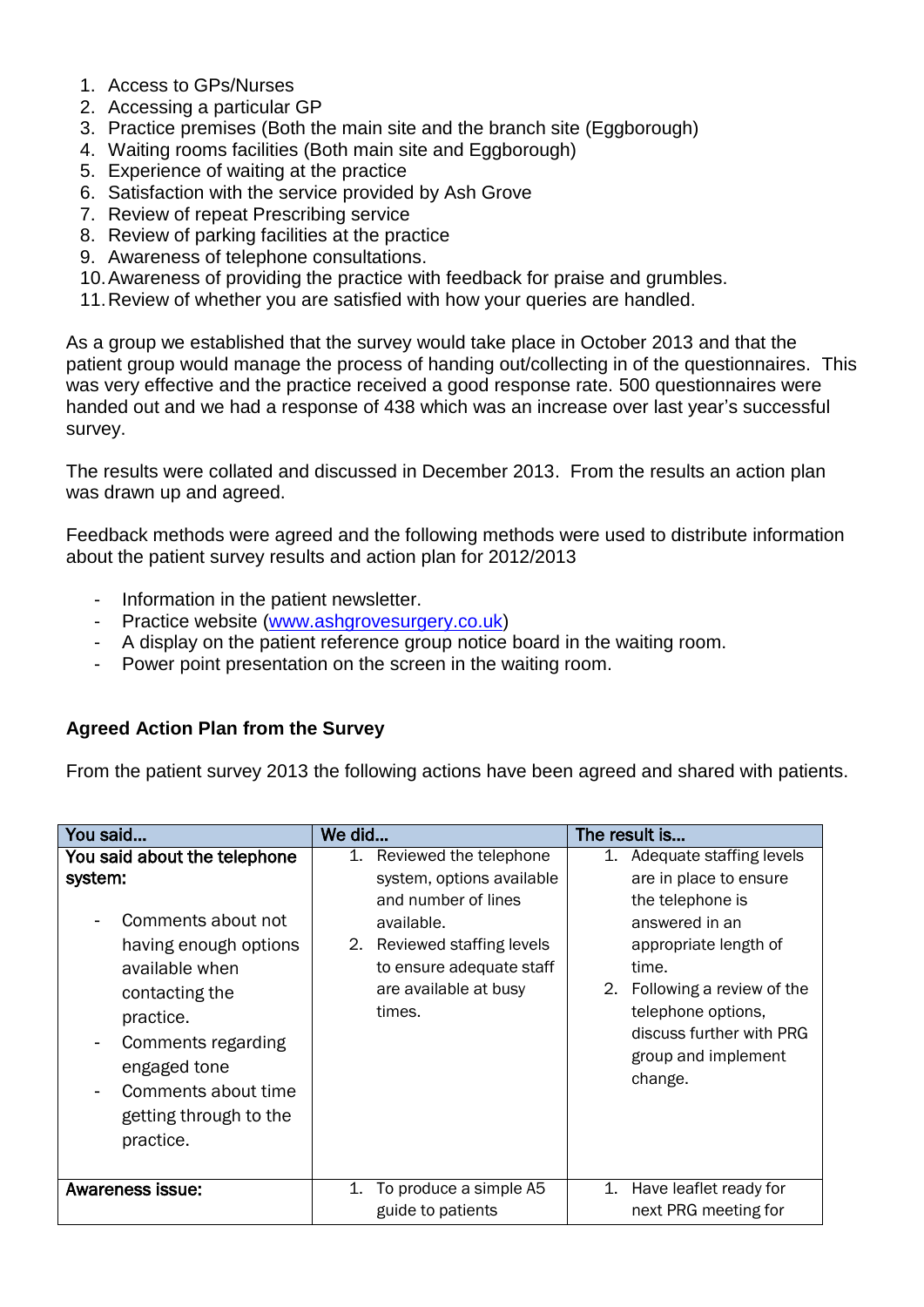1. Access to GPs/Nurses
2. Accessing a particular GP
3. Practice premises (Both the main site and the branch site (Eggborough)
4. Waiting rooms facilities (Both main site and Eggborough)
5. Experience of waiting at the practice
6. Satisfaction with the service provided by Ash Grove
7. Review of repeat Prescribing service
8. Review of parking facilities at the practice
9. Awareness of telephone consultations.
10. Awareness of providing the practice with feedback for praise and grumbles.
11. Review of whether you are satisfied with how your queries are handled.

As a group we established that the survey would take place in October 2013 and that the patient group would manage the process of handing out/collecting in of the questionnaires. This was very effective and the practice received a good response rate. 500 questionnaires were handed out and we had a response of 438 which was an increase over last year's successful survey.

The results were collated and discussed in December 2013. From the results an action plan was drawn up and agreed.

Feedback methods were agreed and the following methods were used to distribute information about the patient survey results and action plan for 2012/2013

- Information in the patient newsletter.
- Practice website (www.ashgrovesurgery.co.uk)
- A display on the patient reference group notice board in the waiting room.
- Power point presentation on the screen in the waiting room.

**Agreed Action Plan from the Survey**

From the patient survey 2013 the following actions have been agreed and shared with patients.

| You said... | We did... | The result is... |
|---|---|---|
| **You said about the telephone system:**<br>- Comments about not having enough options available when contacting the practice.<br>- Comments regarding engaged tone<br>- Comments about time getting through to the practice. | 1. Reviewed the telephone system, options available and number of lines available.<br>2. Reviewed staffing levels to ensure adequate staff are available at busy times. | 1. Adequate staffing levels are in place to ensure the telephone is answered in an appropriate length of time.<br>2. Following a review of the telephone options, discuss further with PRG group and implement change. |
| **Awareness issue:** | 1. To produce a simple A5 guide to patients | 1. Have leaflet ready for next PRG meeting for |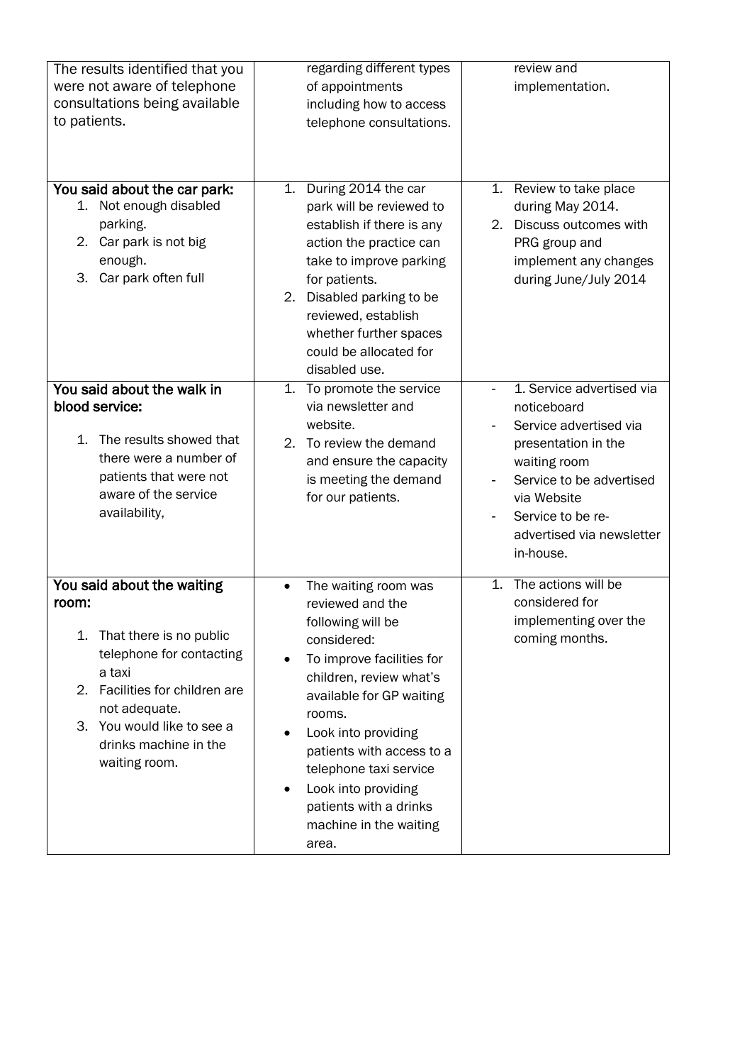| | | |
|---|---|---|
| The results identified that you were not aware of telephone consultations being available to patients. | regarding different types of appointments including how to access telephone consultations. | review and implementation. |
| **You said about the car park:**<br>1. Not enough disabled parking.<br>2. Car park is not big enough.<br>3. Car park often full | 1. During 2014 the car park will be reviewed to establish if there is any action the practice can take to improve parking for patients.<br>2. Disabled parking to be reviewed, establish whether further spaces could be allocated for disabled use. | 1. Review to take place during May 2014.<br>2. Discuss outcomes with PRG group and implement any changes during June/July 2014 |
| **You said about the walk in blood service:**<br>1. The results showed that there were a number of patients that were not aware of the service availability, | 1. To promote the service via newsletter and website.<br>2. To review the demand and ensure the capacity is meeting the demand for our patients. | - 1. Service advertised via noticeboard<br>- Service advertised via presentation in the waiting room<br>- Service to be advertised via Website<br>- Service to be re-advertised via newsletter in-house. |
| **You said about the waiting room:**<br>1. That there is no public telephone for contacting a taxi<br>2. Facilities for children are not adequate.<br>3. You would like to see a drinks machine in the waiting room. | • The waiting room was reviewed and the following will be considered:<br>• To improve facilities for children, review what's available for GP waiting rooms.<br>• Look into providing patients with access to a telephone taxi service<br>• Look into providing patients with a drinks machine in the waiting area. | 1. The actions will be considered for implementing over the coming months. |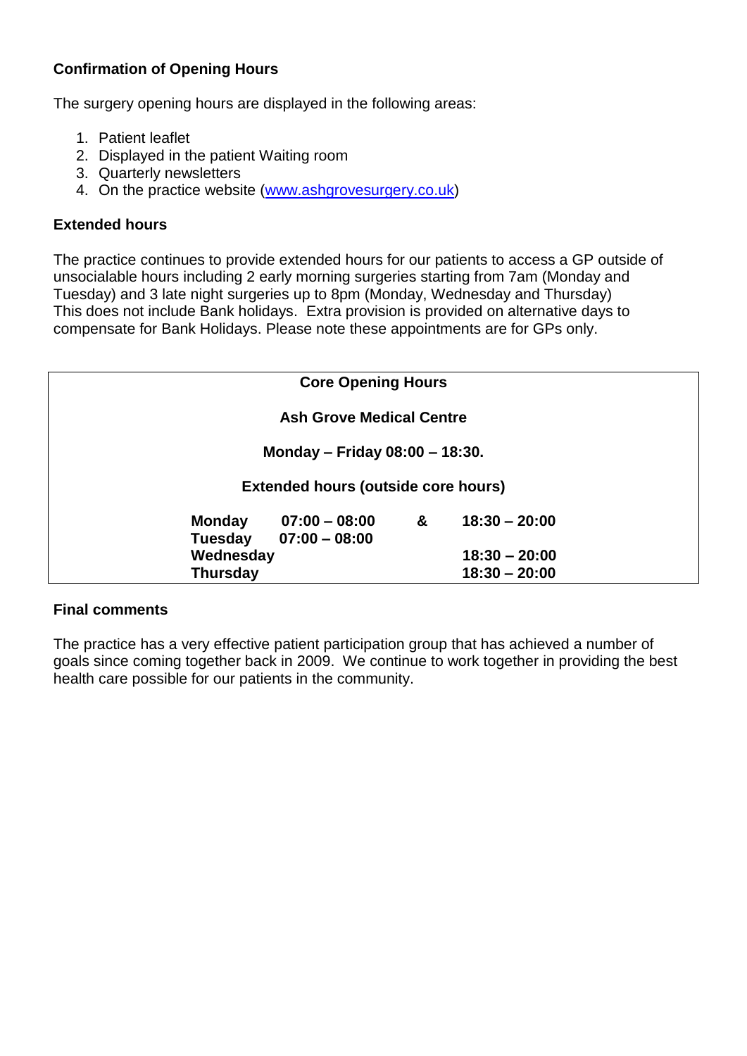**Confirmation of Opening Hours**

The surgery opening hours are displayed in the following areas:

1. Patient leaflet
2. Displayed in the patient Waiting room
3. Quarterly newsletters
4. On the practice website ([www.ashgrovesurgery.co.uk](www.ashgrovesurgery.co.uk))

**Extended hours**

The practice continues to provide extended hours for our patients to access a GP outside of unsocialable hours including 2 early morning surgeries starting from 7am (Monday and Tuesday) and 3 late night surgeries up to 8pm (Monday, Wednesday and Thursday) This does not include Bank holidays. Extra provision is provided on alternative days to compensate for Bank Holidays. Please note these appointments are for GPs only.

**Core Opening Hours**

**Ash Grove Medical Centre**

**Monday – Friday 08:00 – 18:30.**

**Extended hours (outside core hours)**

| | | | |
|---|---|---|---|
| **Monday** | **07:00 – 08:00** | **&** | **18:30 – 20:00** |
| **Tuesday** | **07:00 – 08:00** | | |
| **Wednesday** | | | **18:30 – 20:00** |
| **Thursday** | | | **18:30 – 20:00** |

**Final comments**

The practice has a very effective patient participation group that has achieved a number of goals since coming together back in 2009. We continue to work together in providing the best health care possible for our patients in the community.